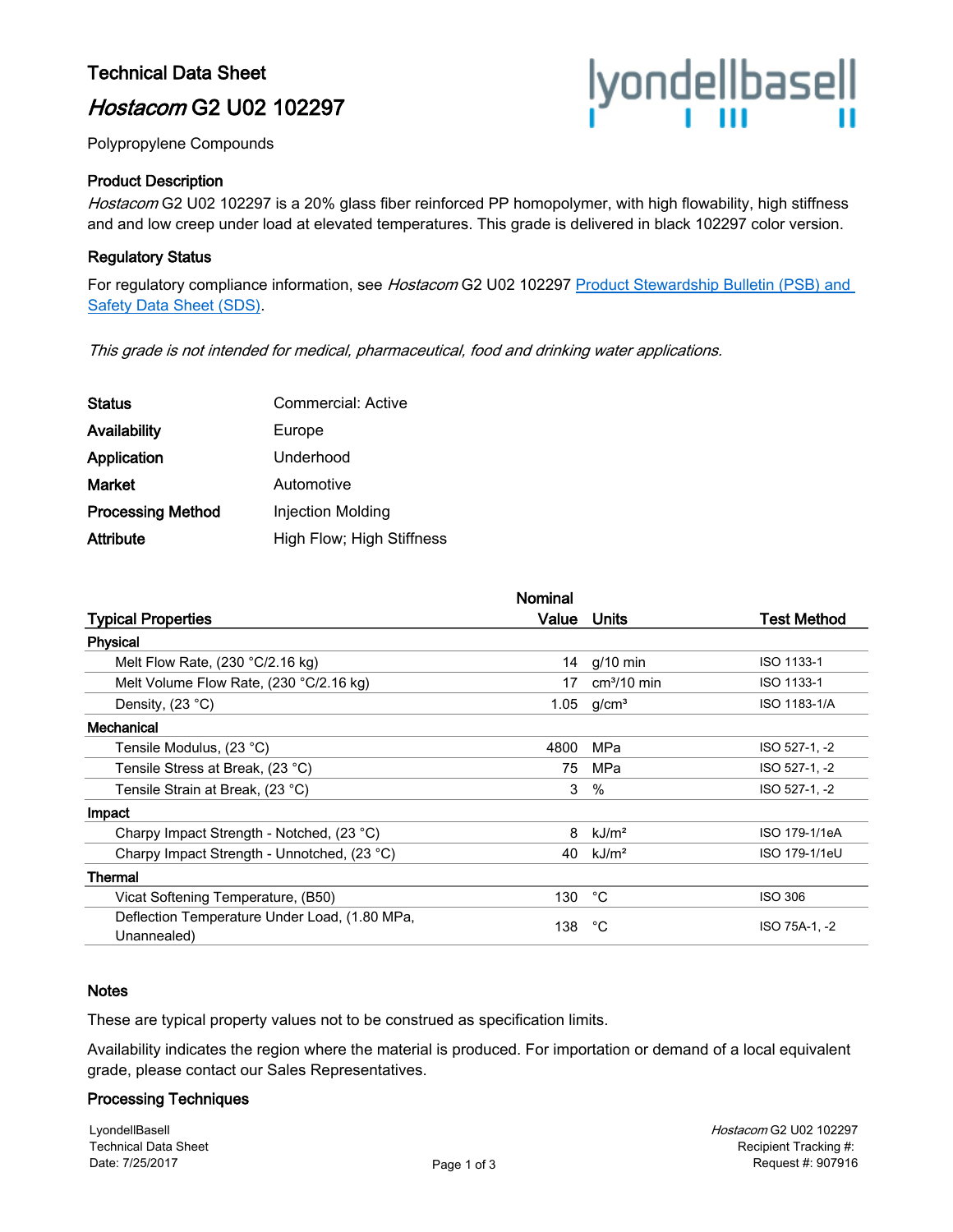# Technical Data Sheet

## *Hostacom* G2 U02 102297

Polypropylene Compounds

### Product Description

*Hostacom* G2 U02 102297 is a 20% glass fiber reinforced PP homopolymer, with high flowability, high stiffness and and low creep under load at elevated temperatures. This grade is delivered in black 102297 color version.

### Regulatory Status

For regulatory compliance information, see *Hostacom* G2 U02 102297 Product Stewardship Bulletin (PSB) and Safety Data Sheet (SDS).

*This grade is not intended for medical, pharmaceutical, food and drinking water applications.*

| | |
|---|---|
| **Status** | Commercial: Active |
| **Availability** | Europe |
| **Application** | Underhood |
| **Market** | Automotive |
| **Processing Method** | Injection Molding |
| **Attribute** | High Flow; High Stiffness |

| Typical Properties | Nominal Value | Units | Test Method |
|---|---|---|---|
| **Physical** | | | |
| Melt Flow Rate, (230 °C/2.16 kg) | 14 | g/10 min | ISO 1133-1 |
| Melt Volume Flow Rate, (230 °C/2.16 kg) | 17 | cm³/10 min | ISO 1133-1 |
| Density, (23 °C) | 1.05 | g/cm³ | ISO 1183-1/A |
| **Mechanical** | | | |
| Tensile Modulus, (23 °C) | 4800 | MPa | ISO 527-1, -2 |
| Tensile Stress at Break, (23 °C) | 75 | MPa | ISO 527-1, -2 |
| Tensile Strain at Break, (23 °C) | 3 | % | ISO 527-1, -2 |
| **Impact** | | | |
| Charpy Impact Strength - Notched, (23 °C) | 8 | kJ/m² | ISO 179-1/1eA |
| Charpy Impact Strength - Unnotched, (23 °C) | 40 | kJ/m² | ISO 179-1/1eU |
| **Thermal** | | | |
| Vicat Softening Temperature, (B50) | 130 | °C | ISO 306 |
| Deflection Temperature Under Load, (1.80 MPa, Unannealed) | 138 | °C | ISO 75A-1, -2 |

### Notes

These are typical property values not to be construed as specification limits.

Availability indicates the region where the material is produced. For importation or demand of a local equivalent grade, please contact our Sales Representatives.

### Processing Techniques

LyondellBasell
Technical Data Sheet
Date: 7/25/2017

*Hostacom* G2 U02 102297
Recipient Tracking #:
Request #: 907916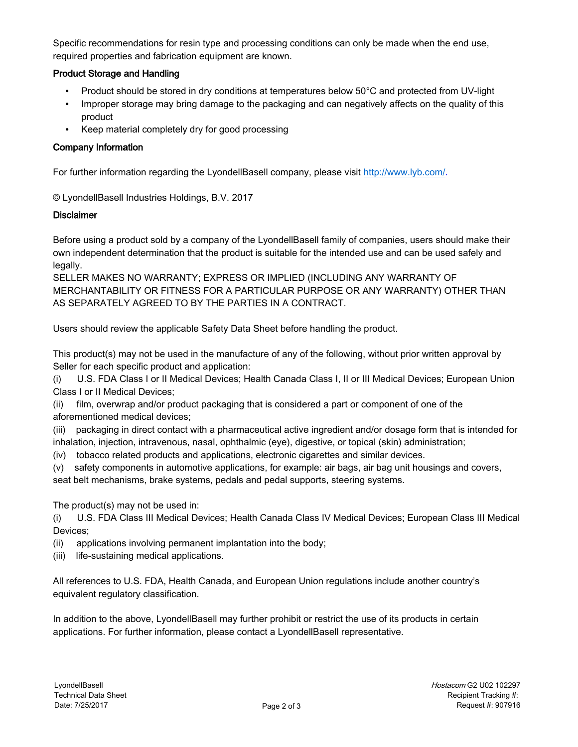Specific recommendations for resin type and processing conditions can only be made when the end use, required properties and fabrication equipment are known.

### Product Storage and Handling

- Product should be stored in dry conditions at temperatures below 50°C and protected from UV-light
- Improper storage may bring damage to the packaging and can negatively affects on the quality of this product
- Keep material completely dry for good processing

### Company Information

For further information regarding the LyondellBasell company, please visit http://www.lyb.com/.

© LyondellBasell Industries Holdings, B.V. 2017

### Disclaimer

Before using a product sold by a company of the LyondellBasell family of companies, users should make their own independent determination that the product is suitable for the intended use and can be used safely and legally.
SELLER MAKES NO WARRANTY; EXPRESS OR IMPLIED (INCLUDING ANY WARRANTY OF MERCHANTABILITY OR FITNESS FOR A PARTICULAR PURPOSE OR ANY WARRANTY) OTHER THAN AS SEPARATELY AGREED TO BY THE PARTIES IN A CONTRACT.

Users should review the applicable Safety Data Sheet before handling the product.

This product(s) may not be used in the manufacture of any of the following, without prior written approval by Seller for each specific product and application:
(i) U.S. FDA Class I or II Medical Devices; Health Canada Class I, II or III Medical Devices; European Union Class I or II Medical Devices;
(ii) film, overwrap and/or product packaging that is considered a part or component of one of the aforementioned medical devices;
(iii) packaging in direct contact with a pharmaceutical active ingredient and/or dosage form that is intended for inhalation, injection, intravenous, nasal, ophthalmic (eye), digestive, or topical (skin) administration;
(iv) tobacco related products and applications, electronic cigarettes and similar devices.
(v) safety components in automotive applications, for example: air bags, air bag unit housings and covers, seat belt mechanisms, brake systems, pedals and pedal supports, steering systems.

The product(s) may not be used in:
(i) U.S. FDA Class III Medical Devices; Health Canada Class IV Medical Devices; European Class III Medical Devices;
(ii) applications involving permanent implantation into the body;
(iii) life-sustaining medical applications.

All references to U.S. FDA, Health Canada, and European Union regulations include another country's equivalent regulatory classification.

In addition to the above, LyondellBasell may further prohibit or restrict the use of its products in certain applications. For further information, please contact a LyondellBasell representative.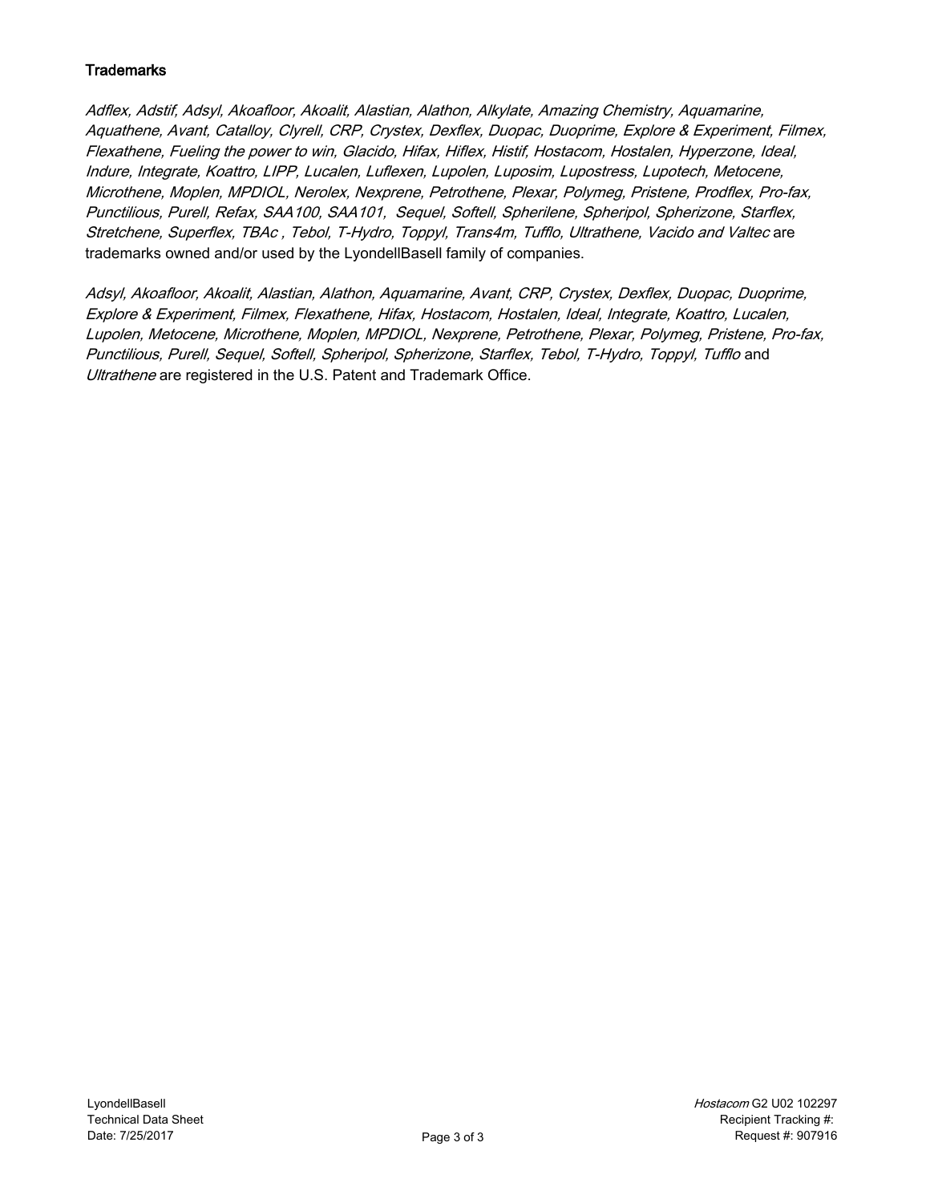## Trademarks

*Adflex, Adstif, Adsyl, Akoafloor, Akoalit, Alastian, Alathon, Alkylate, Amazing Chemistry, Aquamarine, Aquathene, Avant, Catalloy, Clyrell, CRP, Crystex, Dexflex, Duopac, Duoprime, Explore & Experiment, Filmex, Flexathene, Fueling the power to win, Glacido, Hifax, Hiflex, Histif, Hostacom, Hostalen, Hyperzone, Ideal, Indure, Integrate, Koattro, LIPP, Lucalen, Luflexen, Lupolen, Luposim, Lupostress, Lupotech, Metocene, Microthene, Moplen, MPDIOL, Nerolex, Nexprene, Petrothene, Plexar, Polymeg, Pristene, Prodflex, Pro-fax, Punctilious, Purell, Refax, SAA100, SAA101, Sequel, Softell, Spherilene, Spheripol, Spherizone, Starflex, Stretchene, Superflex, TBAc , Tebol, T-Hydro, Toppyl, Trans4m, Tufflo, Ultrathene, Vacido and Valtec* are trademarks owned and/or used by the LyondellBasell family of companies.

*Adsyl, Akoafloor, Akoalit, Alastian, Alathon, Aquamarine, Avant, CRP, Crystex, Dexflex, Duopac, Duoprime, Explore & Experiment, Filmex, Flexathene, Hifax, Hostacom, Hostalen, Ideal, Integrate, Koattro, Lucalen, Lupolen, Metocene, Microthene, Moplen, MPDIOL, Nexprene, Petrothene, Plexar, Polymeg, Pristene, Pro-fax, Punctilious, Purell, Sequel, Softell, Spheripol, Spherizone, Starflex, Tebol, T-Hydro, Toppyl, Tufflo* and *Ultrathene* are registered in the U.S. Patent and Trademark Office.